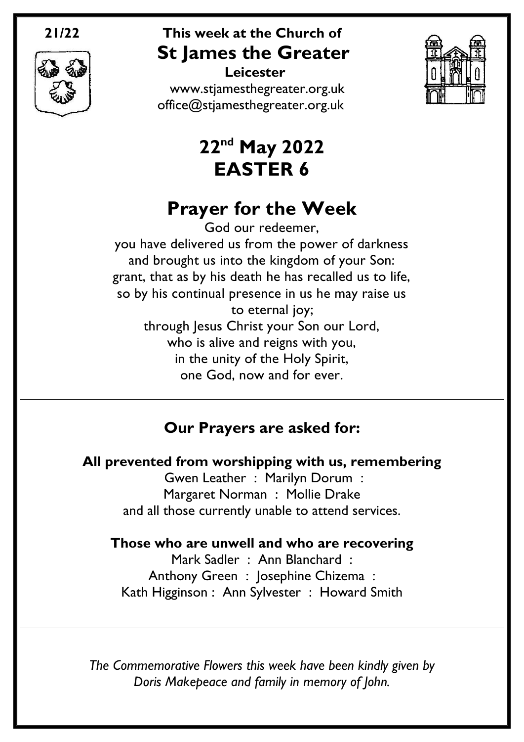21/22

# This week at the Church of
# St James the Greater
**Leicester**

www.stjamesthegreater.org.uk
office@stjamesthegreater.org.uk

## 22nd May 2022
## EASTER 6

# Prayer for the Week

God our redeemer,
you have delivered us from the power of darkness
and brought us into the kingdom of your Son:
grant, that as by his death he has recalled us to life,
so by his continual presence in us he may raise us
to eternal joy;
through Jesus Christ your Son our Lord,
who is alive and reigns with you,
in the unity of the Holy Spirit,
one God, now and for ever.

## Our Prayers are asked for:

**All prevented from worshipping with us, remembering**

Gwen Leather : Marilyn Dorum :
Margaret Norman : Mollie Drake
and all those currently unable to attend services.

**Those who are unwell and who are recovering**

Mark Sadler : Ann Blanchard :
Anthony Green : Josephine Chizema :
Kath Higginson : Ann Sylvester : Howard Smith

*The Commemorative Flowers this week have been kindly given by Doris Makepeace and family in memory of John.*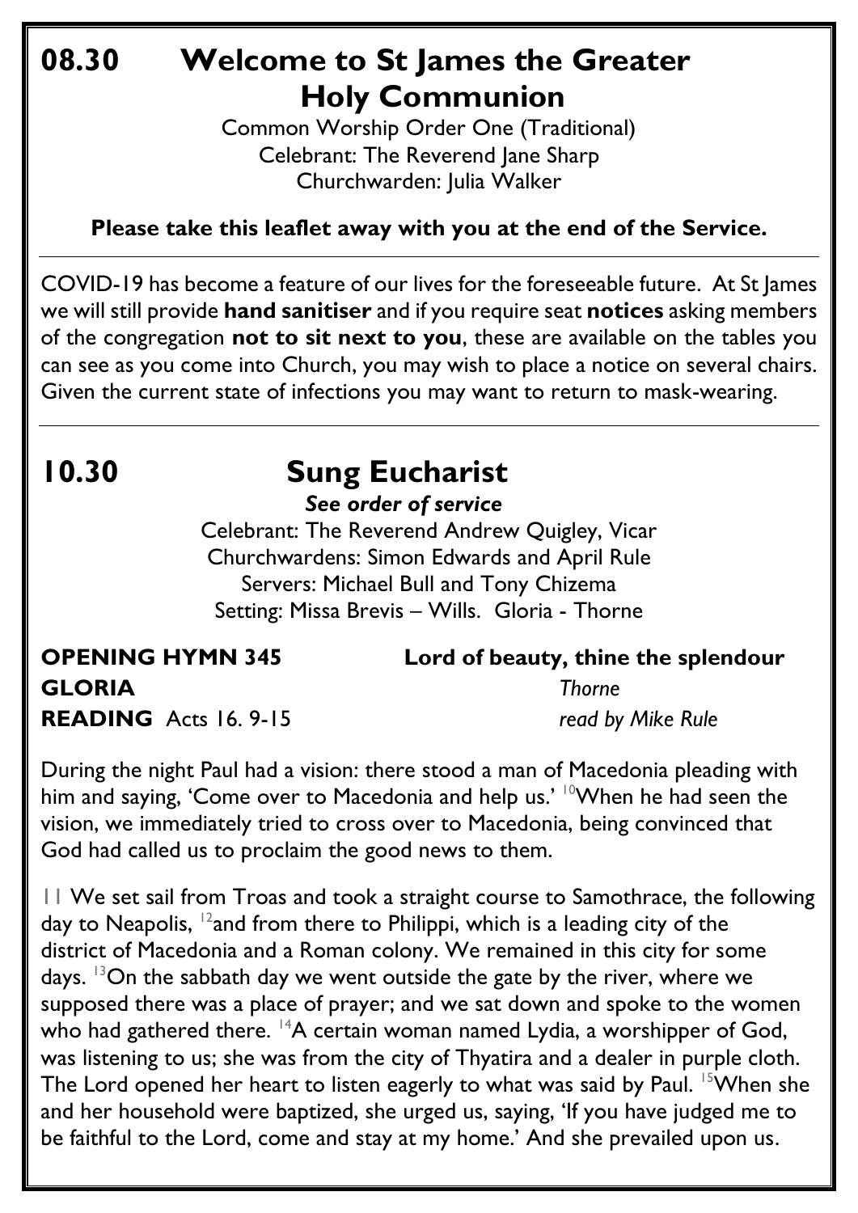# 08.30 Welcome to St James the Greater Holy Communion

Common Worship Order One (Traditional)
Celebrant: The Reverend Jane Sharp
Churchwarden: Julia Walker

**Please take this leaflet away with you at the end of the Service.**

---

COVID-19 has become a feature of our lives for the foreseeable future. At St James we will still provide **hand sanitiser** and if you require seat **notices** asking members of the congregation **not to sit next to you**, these are available on the tables you can see as you come into Church, you may wish to place a notice on several chairs. Given the current state of infections you may want to return to mask-wearing.

---

# 10.30 Sung Eucharist

***See order of service***

Celebrant: The Reverend Andrew Quigley, Vicar
Churchwardens: Simon Edwards and April Rule
Servers: Michael Bull and Tony Chizema
Setting: Missa Brevis – Wills. Gloria - Thorne

**OPENING HYMN 345** **Lord of beauty, thine the splendour**

**GLORIA** *Thorne*

**READING** Acts 16. 9-15 *read by Mike Rule*

During the night Paul had a vision: there stood a man of Macedonia pleading with him and saying, 'Come over to Macedonia and help us.' [10]When he had seen the vision, we immediately tried to cross over to Macedonia, being convinced that God had called us to proclaim the good news to them.

11 We set sail from Troas and took a straight course to Samothrace, the following day to Neapolis, [12]and from there to Philippi, which is a leading city of the district of Macedonia and a Roman colony. We remained in this city for some days. [13]On the sabbath day we went outside the gate by the river, where we supposed there was a place of prayer; and we sat down and spoke to the women who had gathered there. [14]A certain woman named Lydia, a worshipper of God, was listening to us; she was from the city of Thyatira and a dealer in purple cloth. The Lord opened her heart to listen eagerly to what was said by Paul. [15]When she and her household were baptized, she urged us, saying, 'If you have judged me to be faithful to the Lord, come and stay at my home.' And she prevailed upon us.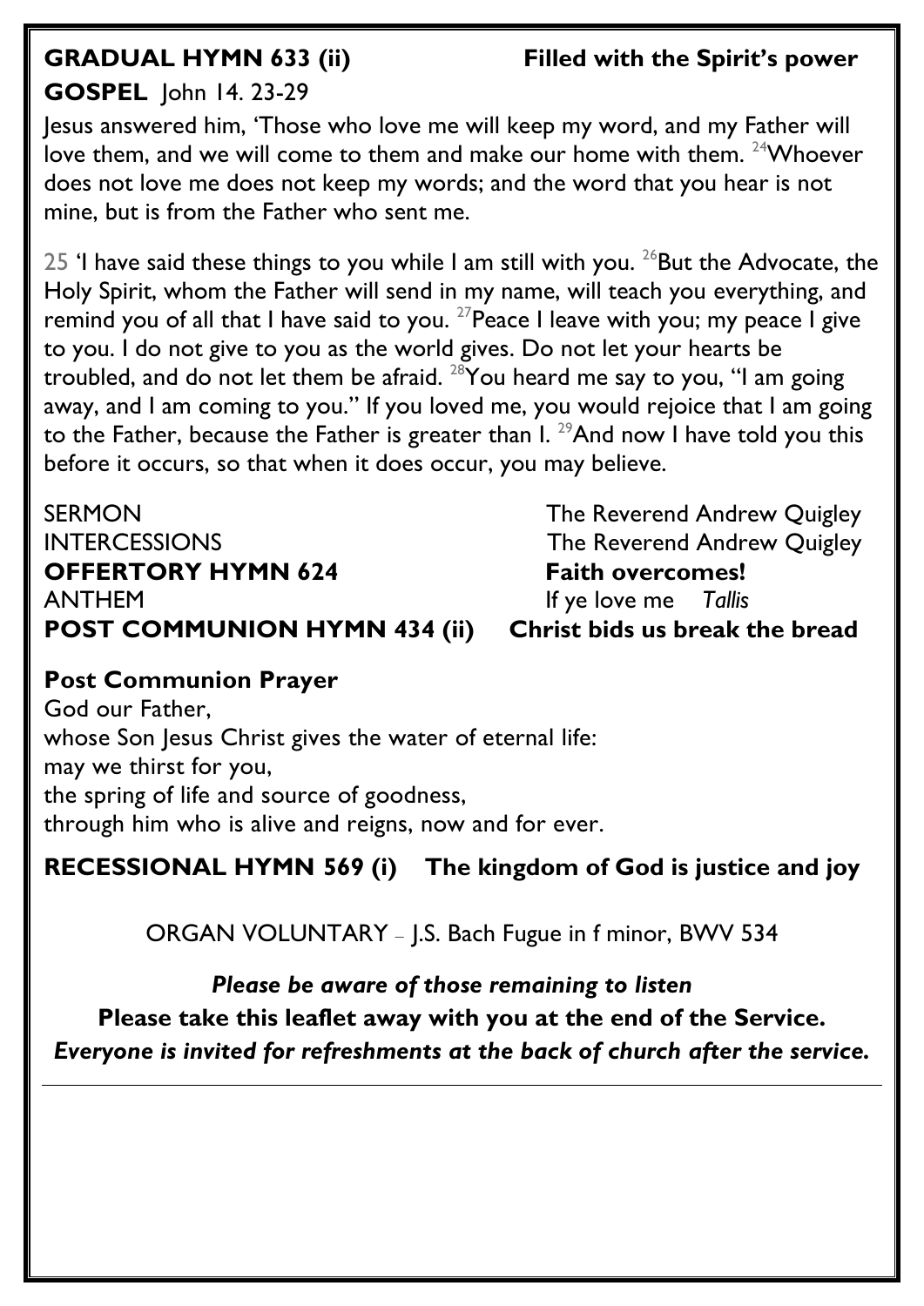**GRADUAL HYMN 633 (ii) Filled with the Spirit's power**

**GOSPEL** John 14. 23-29

Jesus answered him, 'Those who love me will keep my word, and my Father will love them, and we will come to them and make our home with them. [24]Whoever does not love me does not keep my words; and the word that you hear is not mine, but is from the Father who sent me.

25 'I have said these things to you while I am still with you. [26]But the Advocate, the Holy Spirit, whom the Father will send in my name, will teach you everything, and remind you of all that I have said to you. [27]Peace I leave with you; my peace I give to you. I do not give to you as the world gives. Do not let your hearts be troubled, and do not let them be afraid. [28]You heard me say to you, "I am going away, and I am coming to you." If you loved me, you would rejoice that I am going to the Father, because the Father is greater than I. [29]And now I have told you this before it occurs, so that when it does occur, you may believe.

SERMON The Reverend Andrew Quigley

INTERCESSIONS The Reverend Andrew Quigley

**OFFERTORY HYMN 624 Faith overcomes!**

ANTHEM If ye love me *Tallis*

**POST COMMUNION HYMN 434 (ii) Christ bids us break the bread**

**Post Communion Prayer**

God our Father,
whose Son Jesus Christ gives the water of eternal life:
may we thirst for you,
the spring of life and source of goodness,
through him who is alive and reigns, now and for ever.

**RECESSIONAL HYMN 569 (i) The kingdom of God is justice and joy**

ORGAN VOLUNTARY – J.S. Bach Fugue in f minor, BWV 534

***Please be aware of those remaining to listen***

**Please take this leaflet away with you at the end of the Service.**

***Everyone is invited for refreshments at the back of church after the service.***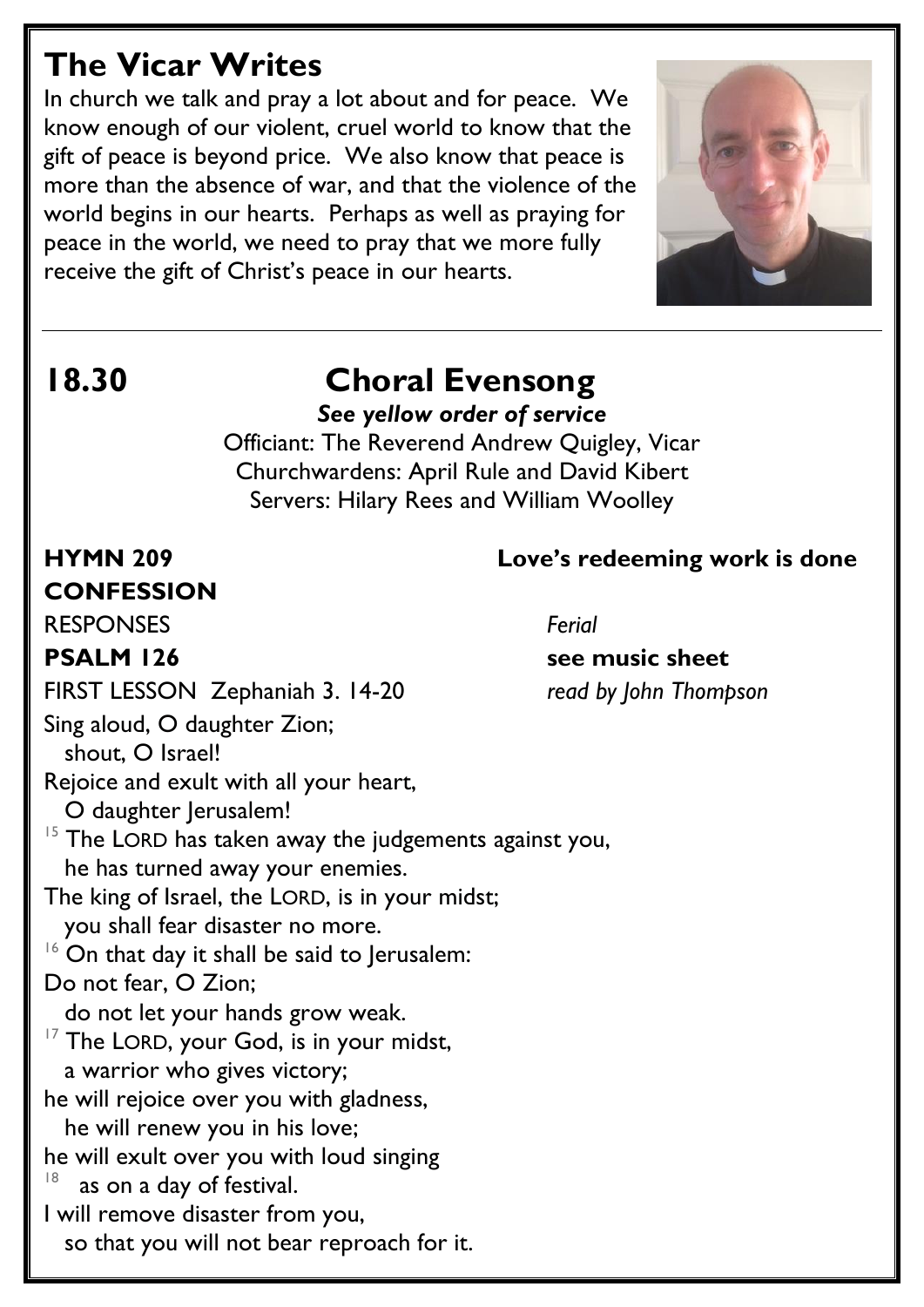## The Vicar Writes

In church we talk and pray a lot about and for peace. We know enough of our violent, cruel world to know that the gift of peace is beyond price. We also know that peace is more than the absence of war, and that the violence of the world begins in our hearts. Perhaps as well as praying for peace in the world, we need to pray that we more fully receive the gift of Christ's peace in our hearts.

---

## 18.30 Choral Evensong

***See yellow order of service***

Officiant: The Reverend Andrew Quigley, Vicar
Churchwardens: April Rule and David Kibert
Servers: Hilary Rees and William Woolley

**HYMN 209** **Love's redeeming work is done**

**CONFESSION**

RESPONSES *Ferial*

**PSALM 126** **see music sheet**

FIRST LESSON Zephaniah 3. 14-20 *read by John Thompson*

Sing aloud, O daughter Zion;
  shout, O Israel!
Rejoice and exult with all your heart,
  O daughter Jerusalem!
[15] The LORD has taken away the judgements against you,
  he has turned away your enemies.
The king of Israel, the LORD, is in your midst;
  you shall fear disaster no more.
[16] On that day it shall be said to Jerusalem:
Do not fear, O Zion;
  do not let your hands grow weak.
[17] The LORD, your God, is in your midst,
  a warrior who gives victory;
he will rejoice over you with gladness,
  he will renew you in his love;
he will exult over you with loud singing
[18]  as on a day of festival.
I will remove disaster from you,
  so that you will not bear reproach for it.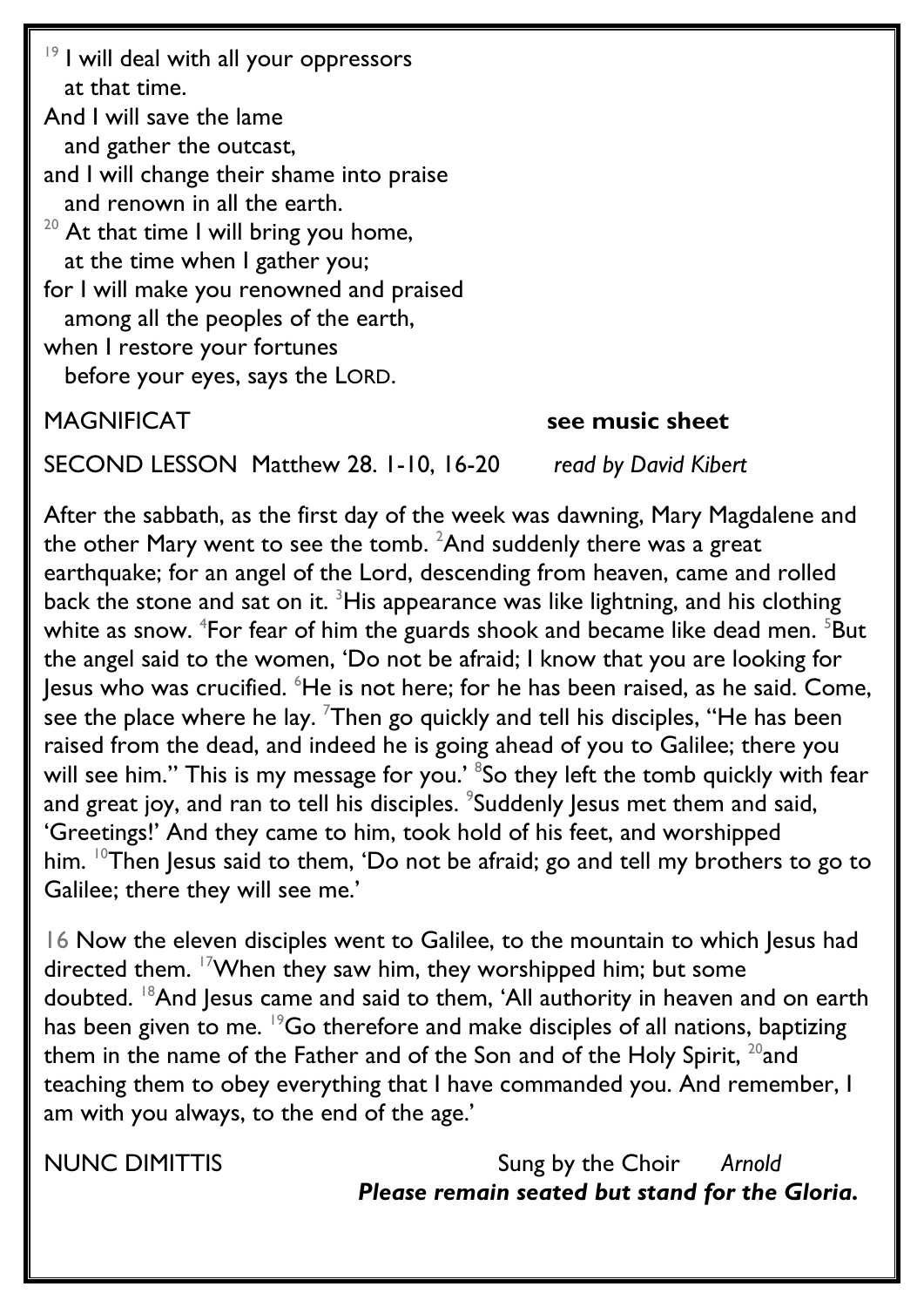[19] I will deal with all your oppressors
  at that time.
And I will save the lame
  and gather the outcast,
and I will change their shame into praise
  and renown in all the earth.
[20] At that time I will bring you home,
  at the time when I gather you;
for I will make you renowned and praised
  among all the peoples of the earth,
when I restore your fortunes
  before your eyes, says the LORD.

MAGNIFICAT **see music sheet**

SECOND LESSON Matthew 28. 1-10, 16-20 *read by David Kibert*

After the sabbath, as the first day of the week was dawning, Mary Magdalene and the other Mary went to see the tomb. [2]And suddenly there was a great earthquake; for an angel of the Lord, descending from heaven, came and rolled back the stone and sat on it. [3]His appearance was like lightning, and his clothing white as snow. [4]For fear of him the guards shook and became like dead men. [5]But the angel said to the women, 'Do not be afraid; I know that you are looking for Jesus who was crucified. [6]He is not here; for he has been raised, as he said. Come, see the place where he lay. [7]Then go quickly and tell his disciples, "He has been raised from the dead, and indeed he is going ahead of you to Galilee; there you will see him." This is my message for you.' [8]So they left the tomb quickly with fear and great joy, and ran to tell his disciples. [9]Suddenly Jesus met them and said, 'Greetings!' And they came to him, took hold of his feet, and worshipped him. [10]Then Jesus said to them, 'Do not be afraid; go and tell my brothers to go to Galilee; there they will see me.'

16 Now the eleven disciples went to Galilee, to the mountain to which Jesus had directed them. [17]When they saw him, they worshipped him; but some doubted. [18]And Jesus came and said to them, 'All authority in heaven and on earth has been given to me. [19]Go therefore and make disciples of all nations, baptizing them in the name of the Father and of the Son and of the Holy Spirit, [20]and teaching them to obey everything that I have commanded you. And remember, I am with you always, to the end of the age.'

NUNC DIMITTIS Sung by the Choir *Arnold*

***Please remain seated but stand for the Gloria.***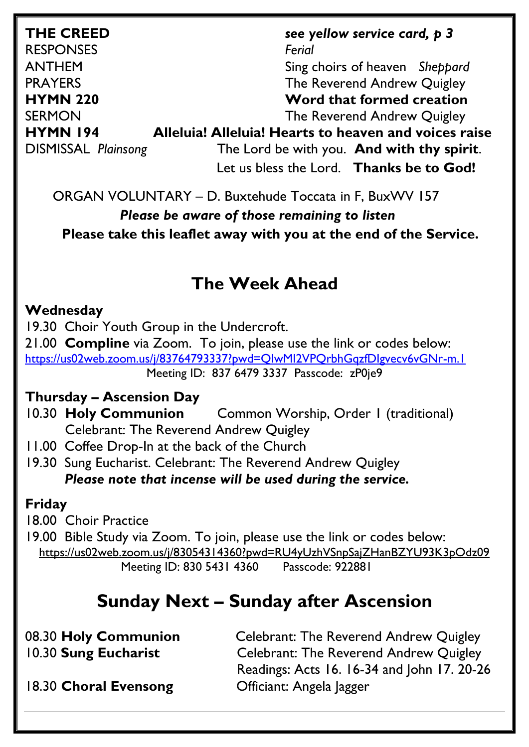**THE CREED** *see yellow service card, p 3*

RESPONSES *Ferial*

ANTHEM Sing choirs of heaven *Sheppard*

PRAYERS The Reverend Andrew Quigley

**HYMN 220** **Word that formed creation**

SERMON The Reverend Andrew Quigley

**HYMN 194** **Alleluia! Alleluia! Hearts to heaven and voices raise**

DISMISSAL *Plainsong* The Lord be with you. **And with thy spirit**.
Let us bless the Lord. **Thanks be to God!**

ORGAN VOLUNTARY – D. Buxtehude Toccata in F, BuxWV 157

***Please be aware of those remaining to listen***

**Please take this leaflet away with you at the end of the Service.**

## The Week Ahead

### Wednesday

19.30 Choir Youth Group in the Undercroft.

21.00 **Compline** via Zoom. To join, please use the link or codes below:
https://us02web.zoom.us/j/83764793337?pwd=QlwMl2VPQrbhGqzfDIgvecv6vGNr-m.1
Meeting ID: 837 6479 3337 Passcode: zP0je9

### Thursday – Ascension Day

10.30 **Holy Communion** Common Worship, Order 1 (traditional)
Celebrant: The Reverend Andrew Quigley

11.00 Coffee Drop-In at the back of the Church

19.30 Sung Eucharist. Celebrant: The Reverend Andrew Quigley
***Please note that incense will be used during the service.***

### Friday

18.00 Choir Practice

19.00 Bible Study via Zoom. To join, please use the link or codes below:
https://us02web.zoom.us/j/83054314360?pwd=RU4yUzhVSnpSajZHanBZYU93K3pOdz09
Meeting ID: 830 5431 4360 Passcode: 922881

## Sunday Next – Sunday after Ascension

08.30 **Holy Communion** Celebrant: The Reverend Andrew Quigley

10.30 **Sung Eucharist** Celebrant: The Reverend Andrew Quigley
Readings: Acts 16. 16-34 and John 17. 20-26

18.30 **Choral Evensong** Officiant: Angela Jagger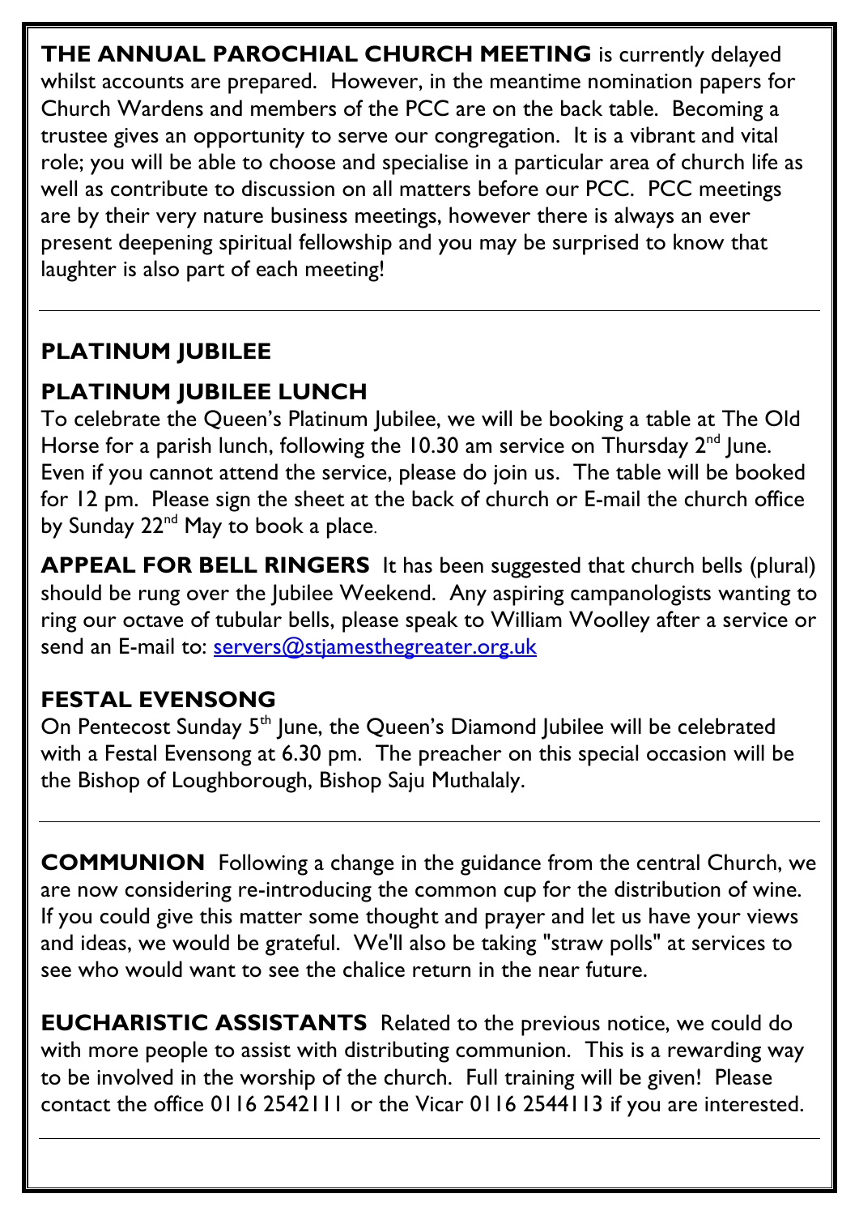**THE ANNUAL PAROCHIAL CHURCH MEETING** is currently delayed whilst accounts are prepared. However, in the meantime nomination papers for Church Wardens and members of the PCC are on the back table. Becoming a trustee gives an opportunity to serve our congregation. It is a vibrant and vital role; you will be able to choose and specialise in a particular area of church life as well as contribute to discussion on all matters before our PCC. PCC meetings are by their very nature business meetings, however there is always an ever present deepening spiritual fellowship and you may be surprised to know that laughter is also part of each meeting!

---

## PLATINUM JUBILEE

### PLATINUM JUBILEE LUNCH

To celebrate the Queen's Platinum Jubilee, we will be booking a table at The Old Horse for a parish lunch, following the 10.30 am service on Thursday 2nd June. Even if you cannot attend the service, please do join us. The table will be booked for 12 pm. Please sign the sheet at the back of church or E-mail the church office by Sunday 22nd May to book a place.

**APPEAL FOR BELL RINGERS** It has been suggested that church bells (plural) should be rung over the Jubilee Weekend. Any aspiring campanologists wanting to ring our octave of tubular bells, please speak to William Woolley after a service or send an E-mail to: servers@stjamesthegreater.org.uk

### FESTAL EVENSONG

On Pentecost Sunday 5th June, the Queen's Diamond Jubilee will be celebrated with a Festal Evensong at 6.30 pm. The preacher on this special occasion will be the Bishop of Loughborough, Bishop Saju Muthalaly.

---

**COMMUNION** Following a change in the guidance from the central Church, we are now considering re-introducing the common cup for the distribution of wine. If you could give this matter some thought and prayer and let us have your views and ideas, we would be grateful. We'll also be taking "straw polls" at services to see who would want to see the chalice return in the near future.

**EUCHARISTIC ASSISTANTS** Related to the previous notice, we could do with more people to assist with distributing communion. This is a rewarding way to be involved in the worship of the church. Full training will be given! Please contact the office 0116 2542111 or the Vicar 0116 2544113 if you are interested.

---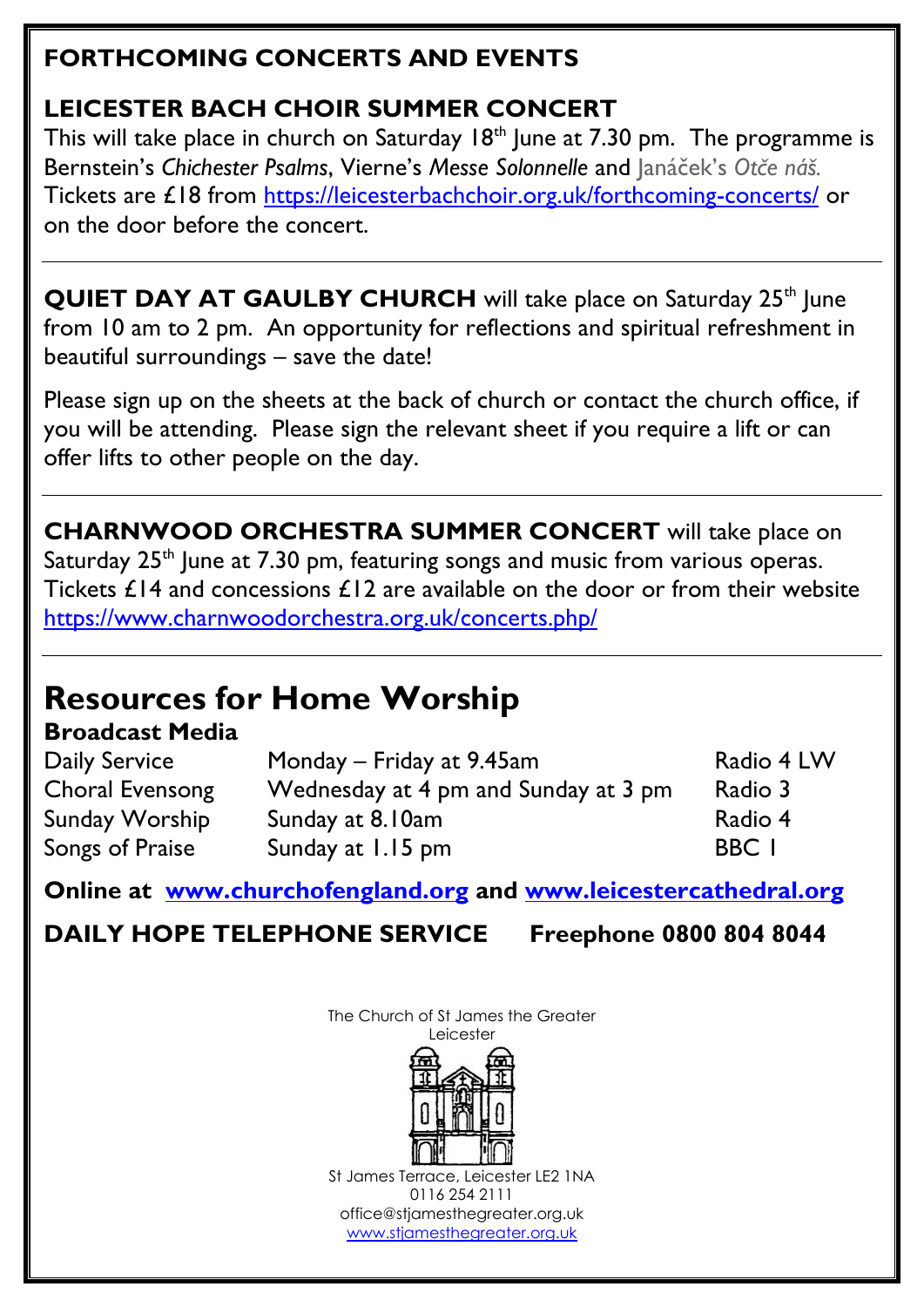## FORTHCOMING CONCERTS AND EVENTS

### LEICESTER BACH CHOIR SUMMER CONCERT

This will take place in church on Saturday 18th June at 7.30 pm. The programme is Bernstein's *Chichester Psalms*, Vierne's *Messe Solonnelle* and Janáček's *Otče náš.* Tickets are £18 from https://leicesterbachchoir.org.uk/forthcoming-concerts/ or on the door before the concert.

---

**QUIET DAY AT GAULBY CHURCH** will take place on Saturday 25th June from 10 am to 2 pm. An opportunity for reflections and spiritual refreshment in beautiful surroundings – save the date!

Please sign up on the sheets at the back of church or contact the church office, if you will be attending. Please sign the relevant sheet if you require a lift or can offer lifts to other people on the day.

---

**CHARNWOOD ORCHESTRA SUMMER CONCERT** will take place on Saturday 25th June at 7.30 pm, featuring songs and music from various operas. Tickets £14 and concessions £12 are available on the door or from their website https://www.charnwoodorchestra.org.uk/concerts.php/

---

# Resources for Home Worship

### Broadcast Media

| | | |
|---|---|---|
| Daily Service | Monday – Friday at 9.45am | Radio 4 LW |
| Choral Evensong | Wednesday at 4 pm and Sunday at 3 pm | Radio 3 |
| Sunday Worship | Sunday at 8.10am | Radio 4 |
| Songs of Praise | Sunday at 1.15 pm | BBC 1 |

**Online at www.churchofengland.org and www.leicestercathedral.org**

**DAILY HOPE TELEPHONE SERVICE Freephone 0800 804 8044**

The Church of St James the Greater
Leicester

St James Terrace, Leicester LE2 1NA
0116 254 2111
office@stjamesthegreater.org.uk
www.stjamesthegreater.org.uk